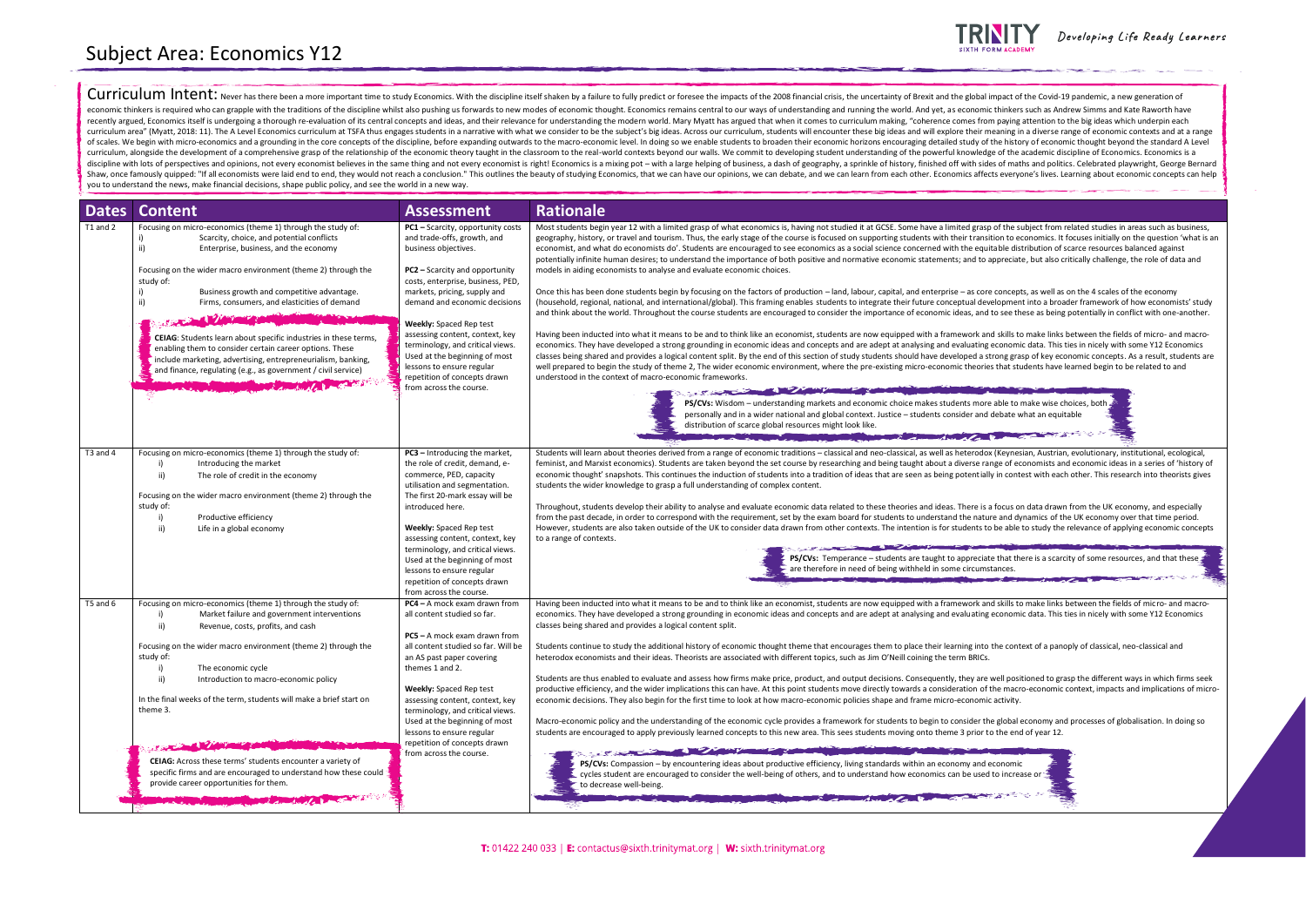# Subject Area: Economics Y12

Developing Life Ready Learners

**Curriculum Intent:** Never has there been a more important time to study Economics. With the discipline itself shaken by a failure to fully predict or foresee the impacts of the 2008 financial crisis, the uncertainty of Brexit and the global impact of the Covid-19 pandemic, a new generation of economic thinkers is required who can grapple with the traditions of the discipline whilst also pushing us forwards to new modes of economic thought. Economics remains central to our ways of understanding and running the world. And yet, as economic thinkers such as Andrew Simms and Kate Raworth have recently argued, Economics itself is undergoing a thorough re-evaluation of its central concepts and ideas, and their relevance for understanding the modern world. Mary Myatt has argued that when it comes to curriculum making, "coherence comes from paying attention to the big ideas which underpin each curriculum area" (Myatt, 2018: 11). The A Level Economics curriculum at TSFA thus engages students in a narrative with what we consider to be the subject's big ideas. Across our curriculum, students will encounter these big ideas and will explore their meaning in a diverse range of economic contexts and at a range of scales. We begin with micro-economics and a grounding in the core concepts of the discipline, before expanding outwards to the macro-economic level. In doing so we enable students to broaden their economic horizons encouraging detailed study of the history of economic thought beyond the standard A Level curriculum, alongside the development of a comprehensive grasp of the relationship of the economic theory taught in the classroom to the real-world contexts beyond our walls. We commit to developing student understanding of the powerful knowledge of the academic discipline of Economics. Economics is a discipline with lots of perspectives and opinions, not every economist believes in the same thing and not every economist is right! Economics is a mixing pot – with a large helping of business, a dash of geography, a sprinkle of history, finished off with sides of maths and politics. Celebrated playwright, George Bernard Shaw, once famously quipped: "If all economists were laid end to end, they would not reach a conclusion." This outlines the beauty of studying Economics, that we can have our opinions, we can debate, and we can learn from each other. Economics affects everyone's lives. Learning about economic concepts can help you to understand the news, make financial decisions, shape public policy, and see the world in a new way.

| Dates | Content | Assessment | Rationale |
|---|---|---|---|
| T1 and 2 | Focusing on micro-economics (theme 1) through the study of:<br>i) Scarcity, choice, and potential conflicts<br>ii) Enterprise, business, and the economy<br><br>Focusing on the wider macro environment (theme 2) through the study of:<br>i) Business growth and competitive advantage.<br>ii) Firms, consumers, and elasticities of demand<br><br>**CEIAG**: Students learn about specific industries in these terms, enabling them to consider certain career options. These include marketing, advertising, entrepreneurialism, banking, and finance, regulating (e.g., as government / civil service) | **PC1** – Scarcity, opportunity costs and trade-offs, growth, and business objectives.<br><br>**PC2** – Scarcity and opportunity costs, enterprise, business, PED, markets, pricing, supply and demand and economic decisions<br><br>**Weekly:** Spaced Rep test assessing content, context, key terminology, and critical views. Used at the beginning of most lessons to ensure regular repetition of concepts drawn from across the course. | Most students begin year 12 with a limited grasp of what economics is, having not studied it at GCSE. Some have a limited grasp of the subject from related studies in areas such as business, geography, history, or travel and tourism. Thus, the early stage of the course is focused on supporting students with their transition to economics. It focuses initially on the question 'what is an economist, and what do economists do'. Students are encouraged to see economics as a social science concerned with the equitable distribution of scarce resources balanced against potentially infinite human desires; to understand the importance of both positive and normative economic statements; and to appreciate, but also critically challenge, the role of data and models in aiding economists to analyse and evaluate economic choices.<br><br>Once this has been done students begin by focusing on the factors of production – land, labour, capital, and enterprise – as core concepts, as well as on the 4 scales of the economy (household, regional, national, and international/global). This framing enables students to integrate their future conceptual development into a broader framework of how economists' study and think about the world. Throughout the course students are encouraged to consider the importance of economic ideas, and to see these as being potentially in conflict with one-another.<br><br>Having been inducted into what it means to be and to think like an economist, students are now equipped with a framework and skills to make links between the fields of micro- and macro-economics. They have developed a strong grounding in economic ideas and concepts and are adept at analysing and evaluating economic data. This ties in nicely with some Y12 Economics classes being shared and provides a logical content split. By the end of this section of study students should have developed a strong grasp of key economic concepts. As a result, students are well prepared to begin the study of theme 2, The wider economic environment, where the pre-existing micro-economic theories that students have learned begin to be related to and understood in the context of macro-economic frameworks.<br><br>**PS/CVs:** Wisdom – understanding markets and economic choice makes students more able to make wise choices, both personally and in a wider national and global context. Justice – students consider and debate what an equitable distribution of scarce global resources might look like. |
| T3 and 4 | Focusing on micro-economics (theme 1) through the study of:<br>i) Introducing the market<br>ii) The role of credit in the economy<br><br>Focusing on the wider macro environment (theme 2) through the study of:<br>i) Productive efficiency<br>ii) Life in a global economy | **PC3** – Introducing the market, the role of credit, demand, e-commerce, PED, capacity utilisation and segmentation. The first 20-mark essay will be introduced here.<br><br>**Weekly:** Spaced Rep test assessing content, context, key terminology, and critical views. Used at the beginning of most lessons to ensure regular repetition of concepts drawn from across the course. | Students will learn about theories derived from a range of economic traditions – classical and neo-classical, as well as heterodox (Keynesian, Austrian, evolutionary, institutional, ecological, feminist, and Marxist economics). Students are taken beyond the set course by researching and being taught about a diverse range of economists and economic ideas in a series of 'history of economic thought' snapshots. This continues the induction of students into a tradition of ideas that are seen as being potentially in contest with each other. This research into theorists gives students the wider knowledge to grasp a full understanding of complex content.<br><br>Throughout, students develop their ability to analyse and evaluate economic data related to these theories and ideas. There is a focus on data drawn from the UK economy, and especially from the past decade, in order to correspond with the requirement, set by the exam board for students to understand the nature and dynamics of the UK economy over that time period. However, students are also taken outside of the UK to consider data drawn from other contexts. The intention is for students to be able to study the relevance of applying economic concepts to a range of contexts.<br><br>**PS/CVs:** Temperance – students are taught to appreciate that there is a scarcity of some resources, and that these are therefore in need of being withheld in some circumstances. |
| T5 and 6 | Focusing on micro-economics (theme 1) through the study of:<br>i) Market failure and government interventions<br>ii) Revenue, costs, profits, and cash<br><br>Focusing on the wider macro environment (theme 2) through the study of:<br>i) The economic cycle<br>ii) Introduction to macro-economic policy<br><br>In the final weeks of the term, students will make a brief start on theme 3.<br><br>**CEIAG:** Across these terms' students encounter a variety of specific firms and are encouraged to understand how these could provide career opportunities for them. | **PC4** – A mock exam drawn from all content studied so far.<br><br>**PC5** – A mock exam drawn from all content studied so far. Will be an AS past paper covering themes 1 and 2.<br><br>**Weekly:** Spaced Rep test assessing content, context, key terminology, and critical views. Used at the beginning of most lessons to ensure regular repetition of concepts drawn from across the course. | Having been inducted into what it means to be and to think like an economist, students are now equipped with a framework and skills to make links between the fields of micro- and macro-economics. They have developed a strong grounding in economic ideas and concepts and are adept at analysing and evaluating economic data. This ties in nicely with some Y12 Economics classes being shared and provides a logical content split.<br><br>Students continue to study the additional history of economic thought theme that encourages them to place their learning into the context of a panoply of classical, neo-classical and heterodox economists and their ideas. Theorists are associated with different topics, such as Jim O'Neill coining the term BRICs.<br><br>Students are thus enabled to evaluate and assess how firms make price, product, and output decisions. Consequently, they are well positioned to grasp the different ways in which firms seek productive efficiency, and the wider implications this can have. At this point students move directly towards a consideration of the macro-economic context, impacts and implications of micro-economic decisions. They also begin for the first time to look at how macro-economic policies shape and frame micro-economic activity.<br><br>Macro-economic policy and the understanding of the economic cycle provides a framework for students to begin to consider the global economy and processes of globalisation. In doing so students are encouraged to apply previously learned concepts to this new area. This sees students moving onto theme 3 prior to the end of year 12.<br><br>**PS/CVs:** Compassion – by encountering ideas about productive efficiency, living standards within an economy and economic cycles student are encouraged to consider the well-being of others, and to understand how economics can be used to increase or to decrease well-being. |

T: 01422 240 033 | E: contactus@sixth.trinitymat.org | W: sixth.trinitymat.org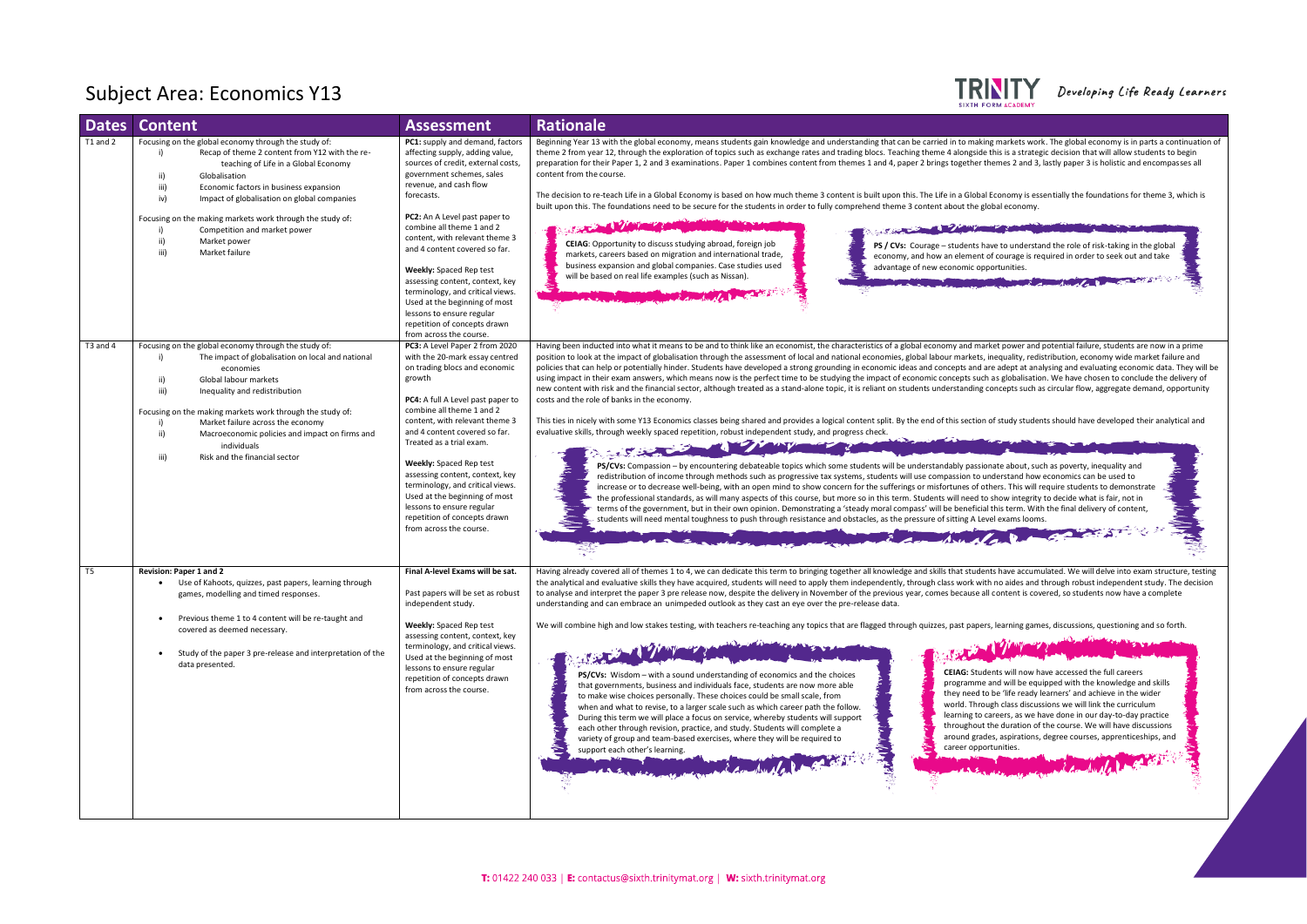# Subject Area: Economics Y13

Developing Life Ready Learners

| Dates | Content | Assessment | Rationale |
| --- | --- | --- | --- |
| T1 and 2 | Focusing on the global economy through the study of:<br>i) Recap of theme 2 content from Y12 with the re-teaching of Life in a Global Economy<br>ii) Globalisation<br>iii) Economic factors in business expansion<br>iv) Impact of globalisation on global companies<br><br>Focusing on the making markets work through the study of:<br>i) Competition and market power<br>ii) Market power<br>iii) Market failure | **PC1:** supply and demand, factors affecting supply, adding value, sources of credit, external costs, government schemes, sales revenue, and cash flow forecasts.<br><br>**PC2:** An A Level past paper to combine all theme 1 and 2 content, with relevant theme 3 and 4 content covered so far.<br><br>**Weekly:** Spaced Rep test assessing content, context, key terminology, and critical views. Used at the beginning of most lessons to ensure regular repetition of concepts drawn from across the course. | Beginning Year 13 with the global economy, means students gain knowledge and understanding that can be carried in to making markets work. The global economy is in parts a continuation of theme 2 from year 12, through the exploration of topics such as exchange rates and trading blocs. Teaching theme 4 alongside this is a strategic decision that will allow students to begin preparation for their Paper 1, 2 and 3 examinations. Paper 1 combines content from themes 1 and 4, paper 2 brings together themes 2 and 3, lastly paper 3 is holistic and encompasses all content from the course.<br><br>The decision to re-teach Life in a Global Economy is based on how much theme 3 content is built upon this. The Life in a Global Economy is essentially the foundations for theme 3, which is built upon this. The foundations need to be secure for the students in order to fully comprehend theme 3 content about the global economy.<br><br>**CEIAG**: Opportunity to discuss studying abroad, foreign job markets, careers based on migration and international trade, business expansion and global companies. Case studies used will be based on real life examples (such as Nissan).<br><br>**PS / CVs:** Courage – students have to understand the role of risk-taking in the global economy, and how an element of courage is required in order to seek out and take advantage of new economic opportunities. |
| T3 and 4 | Focusing on the global economy through the study of:<br>i) The impact of globalisation on local and national economies<br>ii) Global labour markets<br>iii) Inequality and redistribution<br><br>Focusing on the making markets work through the study of:<br>i) Market failure across the economy<br>ii) Macroeconomic policies and impact on firms and individuals<br>iii) Risk and the financial sector | **PC3:** A Level Paper 2 from 2020 with the 20-mark essay centred on trading blocs and economic growth<br><br>**PC4:** A full A Level past paper to combine all theme 1 and 2 content, with relevant theme 3 and 4 content covered so far. Treated as a trial exam.<br><br>**Weekly:** Spaced Rep test assessing content, context, key terminology, and critical views. Used at the beginning of most lessons to ensure regular repetition of concepts drawn from across the course. | Having been inducted into what it means to be and to think like an economist, the characteristics of a global economy and market power and potential failure, students are now in a prime position to look at the impact of globalisation through the assessment of local and national economies, global labour markets, inequality, redistribution, economy wide market failure and policies that can help or potentially hinder. Students have developed a strong grounding in economic ideas and concepts and are adept at analysing and evaluating economic data. They will be using impact in their exam answers, which means now is the perfect time to be studying the impact of economic concepts such as globalisation. We have chosen to conclude the delivery of new content with risk and the financial sector, although treated as a stand-alone topic, it is reliant on students understanding concepts such as circular flow, aggregate demand, opportunity costs and the role of banks in the economy.<br><br>This ties in nicely with some Y13 Economics classes being shared and provides a logical content split. By the end of this section of study students should have developed their analytical and evaluative skills, through weekly spaced repetition, robust independent study, and progress check.<br><br>**PS/CVs:** Compassion – by encountering debateable topics which some students will be understandably passionate about, such as poverty, inequality and redistribution of income through methods such as progressive tax systems, students will use compassion to understand how economics can be used to increase or to decrease well-being, with an open mind to show concern for the sufferings or misfortunes of others. This will require students to demonstrate the professional standards, as will many aspects of this course, but more so in this term. Students will need to show integrity to decide what is fair, not in terms of the government, but in their own opinion. Demonstrating a 'steady moral compass' will be beneficial this term. With the final delivery of content, students will need mental toughness to push through resistance and obstacles, as the pressure of sitting A Level exams looms. |
| T5 | **Revision: Paper 1 and 2**<br>• Use of Kahoots, quizzes, past papers, learning through games, modelling and timed responses.<br>• Previous theme 1 to 4 content will be re-taught and covered as deemed necessary.<br>• Study of the paper 3 pre-release and interpretation of the data presented. | **Final A-level Exams will be sat.**<br><br>Past papers will be set as robust independent study.<br><br>**Weekly:** Spaced Rep test assessing content, context, key terminology, and critical views. Used at the beginning of most lessons to ensure regular repetition of concepts drawn from across the course. | Having already covered all of themes 1 to 4, we can dedicate this term to bringing together all knowledge and skills that students have accumulated. We will delve into exam structure, testing the analytical and evaluative skills they have acquired, students will need to apply them independently, through class work with no aides and through robust independent study. The decision to analyse and interpret the paper 3 pre release now, despite the delivery in November of the previous year, comes because all content is covered, so students now have a complete understanding and can embrace an unimpeded outlook as they cast an eye over the pre-release data.<br><br>We will combine high and low stakes testing, with teachers re-teaching any topics that are flagged through quizzes, past papers, learning games, discussions, questioning and so forth.<br><br>**PS/CVs:** Wisdom – with a sound understanding of economics and the choices that governments, business and individuals face, students are now more able to make wise choices personally. These choices could be small scale, from when and what to revise, to a larger scale such as which career path the follow. During this term we will place a focus on service, whereby students will support each other through revision, practice, and study. Students will complete a variety of group and team-based exercises, where they will be required to support each other's learning.<br><br>**CEIAG:** Students will now have accessed the full careers programme and will be equipped with the knowledge and skills they need to be 'life ready learners' and achieve in the wider world. Through class discussions we will link the curriculum learning to careers, as we have done in our day-to-day practice throughout the duration of the course. We will have discussions around grades, aspirations, degree courses, apprenticeships, and career opportunities. |

T: 01422 240 033 | E: contactus@sixth.trinitymat.org | W: sixth.trinitymat.org